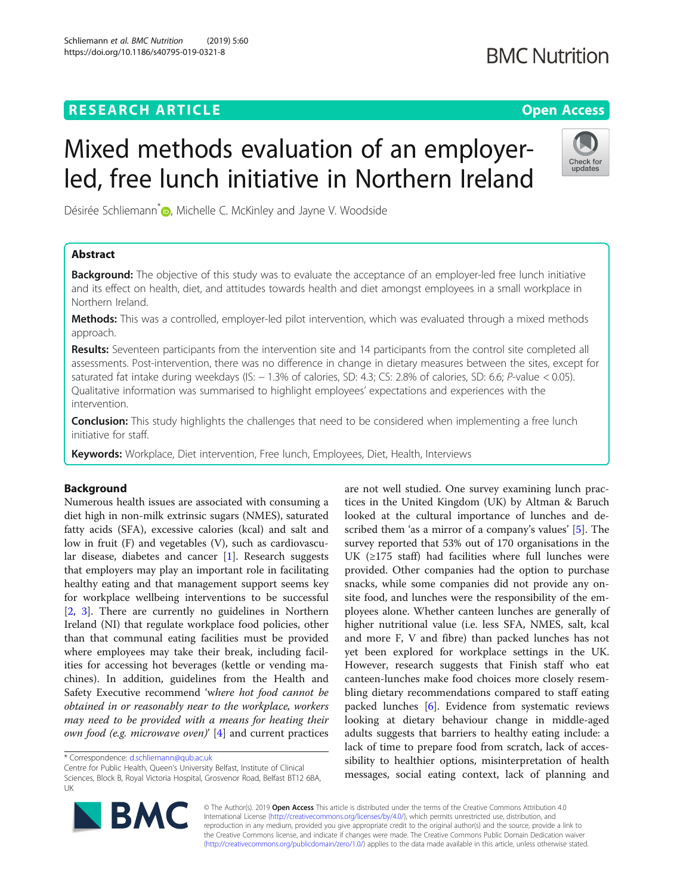RESEARCH ARTICLE

Open Access

# Mixed methods evaluation of an employer-led, free lunch initiative in Northern Ireland

Désirée Schliemann*, Michelle C. McKinley and Jayne V. Woodside

## Abstract

**Background:** The objective of this study was to evaluate the acceptance of an employer-led free lunch initiative and its effect on health, diet, and attitudes towards health and diet amongst employees in a small workplace in Northern Ireland.

**Methods:** This was a controlled, employer-led pilot intervention, which was evaluated through a mixed methods approach.

**Results:** Seventeen participants from the intervention site and 14 participants from the control site completed all assessments. Post-intervention, there was no difference in change in dietary measures between the sites, except for saturated fat intake during weekdays (IS: − 1.3% of calories, SD: 4.3; CS: 2.8% of calories, SD: 6.6; *P*-value < 0.05). Qualitative information was summarised to highlight employees' expectations and experiences with the intervention.

**Conclusion:** This study highlights the challenges that need to be considered when implementing a free lunch initiative for staff.

**Keywords:** Workplace, Diet intervention, Free lunch, Employees, Diet, Health, Interviews

## Background

Numerous health issues are associated with consuming a diet high in non-milk extrinsic sugars (NMES), saturated fatty acids (SFA), excessive calories (kcal) and salt and low in fruit (F) and vegetables (V), such as cardiovascular disease, diabetes and cancer [1]. Research suggests that employers may play an important role in facilitating healthy eating and that management support seems key for workplace wellbeing interventions to be successful [2, 3]. There are currently no guidelines in Northern Ireland (NI) that regulate workplace food policies, other than that communal eating facilities must be provided where employees may take their break, including facilities for accessing hot beverages (kettle or vending machines). In addition, guidelines from the Health and Safety Executive recommend *'where hot food cannot be obtained in or reasonably near to the workplace, workers may need to be provided with a means for heating their own food (e.g. microwave oven)'* [4] and current practices are not well studied. One survey examining lunch practices in the United Kingdom (UK) by Altman & Baruch looked at the cultural importance of lunches and described them 'as a mirror of a company's values' [5]. The survey reported that 53% out of 170 organisations in the UK (≥175 staff) had facilities where full lunches were provided. Other companies had the option to purchase snacks, while some companies did not provide any on-site food, and lunches were the responsibility of the employees alone. Whether canteen lunches are generally of higher nutritional value (i.e. less SFA, NMES, salt, kcal and more F, V and fibre) than packed lunches has not yet been explored for workplace settings in the UK. However, research suggests that Finish staff who eat canteen-lunches make food choices more closely resembling dietary recommendations compared to staff eating packed lunches [6]. Evidence from systematic reviews looking at dietary behaviour change in middle-aged adults suggests that barriers to healthy eating include: a lack of time to prepare food from scratch, lack of accessibility to healthier options, misinterpretation of health messages, social eating context, lack of planning and

* Correspondence: d.schliemann@qub.ac.uk
Centre for Public Health, Queen's University Belfast, Institute of Clinical Sciences, Block B, Royal Victoria Hospital, Grosvenor Road, Belfast BT12 6BA, UK

© The Author(s). 2019 **Open Access** This article is distributed under the terms of the Creative Commons Attribution 4.0 International License (http://creativecommons.org/licenses/by/4.0/), which permits unrestricted use, distribution, and reproduction in any medium, provided you give appropriate credit to the original author(s) and the source, provide a link to the Creative Commons license, and indicate if changes were made. The Creative Commons Public Domain Dedication waiver (http://creativecommons.org/publicdomain/zero/1.0/) applies to the data made available in this article, unless otherwise stated.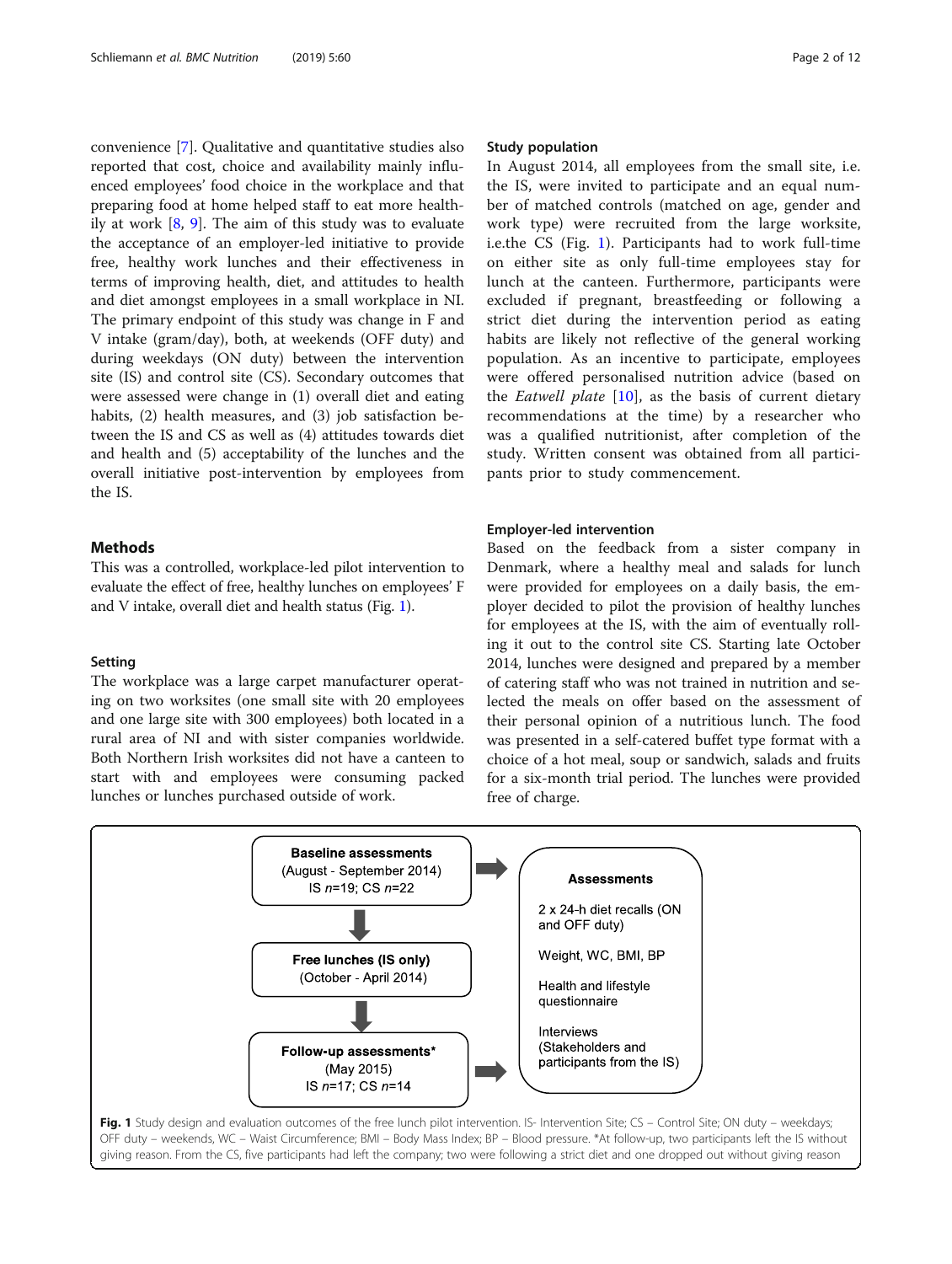convenience [7]. Qualitative and quantitative studies also reported that cost, choice and availability mainly influenced employees' food choice in the workplace and that preparing food at home helped staff to eat more healthily at work [8, 9]. The aim of this study was to evaluate the acceptance of an employer-led initiative to provide free, healthy work lunches and their effectiveness in terms of improving health, diet, and attitudes to health and diet amongst employees in a small workplace in NI. The primary endpoint of this study was change in F and V intake (gram/day), both, at weekends (OFF duty) and during weekdays (ON duty) between the intervention site (IS) and control site (CS). Secondary outcomes that were assessed were change in (1) overall diet and eating habits, (2) health measures, and (3) job satisfaction between the IS and CS as well as (4) attitudes towards diet and health and (5) acceptability of the lunches and the overall initiative post-intervention by employees from the IS.

## Methods

This was a controlled, workplace-led pilot intervention to evaluate the effect of free, healthy lunches on employees' F and V intake, overall diet and health status (Fig. 1).

### Setting

The workplace was a large carpet manufacturer operating on two worksites (one small site with 20 employees and one large site with 300 employees) both located in a rural area of NI and with sister companies worldwide. Both Northern Irish worksites did not have a canteen to start with and employees were consuming packed lunches or lunches purchased outside of work.

### Study population

In August 2014, all employees from the small site, i.e. the IS, were invited to participate and an equal number of matched controls (matched on age, gender and work type) were recruited from the large worksite, i.e.the CS (Fig. 1). Participants had to work full-time on either site as only full-time employees stay for lunch at the canteen. Furthermore, participants were excluded if pregnant, breastfeeding or following a strict diet during the intervention period as eating habits are likely not reflective of the general working population. As an incentive to participate, employees were offered personalised nutrition advice (based on the *Eatwell plate* [10], as the basis of current dietary recommendations at the time) by a researcher who was a qualified nutritionist, after completion of the study. Written consent was obtained from all participants prior to study commencement.

### Employer-led intervention

Based on the feedback from a sister company in Denmark, where a healthy meal and salads for lunch were provided for employees on a daily basis, the employer decided to pilot the provision of healthy lunches for employees at the IS, with the aim of eventually rolling it out to the control site CS. Starting late October 2014, lunches were designed and prepared by a member of catering staff who was not trained in nutrition and selected the meals on offer based on the assessment of their personal opinion of a nutritious lunch. The food was presented in a self-catered buffet type format with a choice of a hot meal, soup or sandwich, salads and fruits for a six-month trial period. The lunches were provided free of charge.

**Baseline assessments**
(August - September 2014)
IS $n$=19; CS $n$=22

↓

**Free lunches (IS only)**
(October - April 2014)

↓

**Follow-up assessments***
(May 2015)
IS $n$=17; CS $n$=14

**Assessments**

- 2 x 24-h diet recalls (ON and OFF duty)
- Weight, WC, BMI, BP
- Health and lifestyle questionnaire
- Interviews (Stakeholders and participants from the IS)

**Fig. 1** Study design and evaluation outcomes of the free lunch pilot intervention. IS- Intervention Site; CS – Control Site; ON duty – weekdays; OFF duty – weekends, WC – Waist Circumference; BMI – Body Mass Index; BP – Blood pressure. *At follow-up, two participants left the IS without giving reason. From the CS, five participants had left the company; two were following a strict diet and one dropped out without giving reason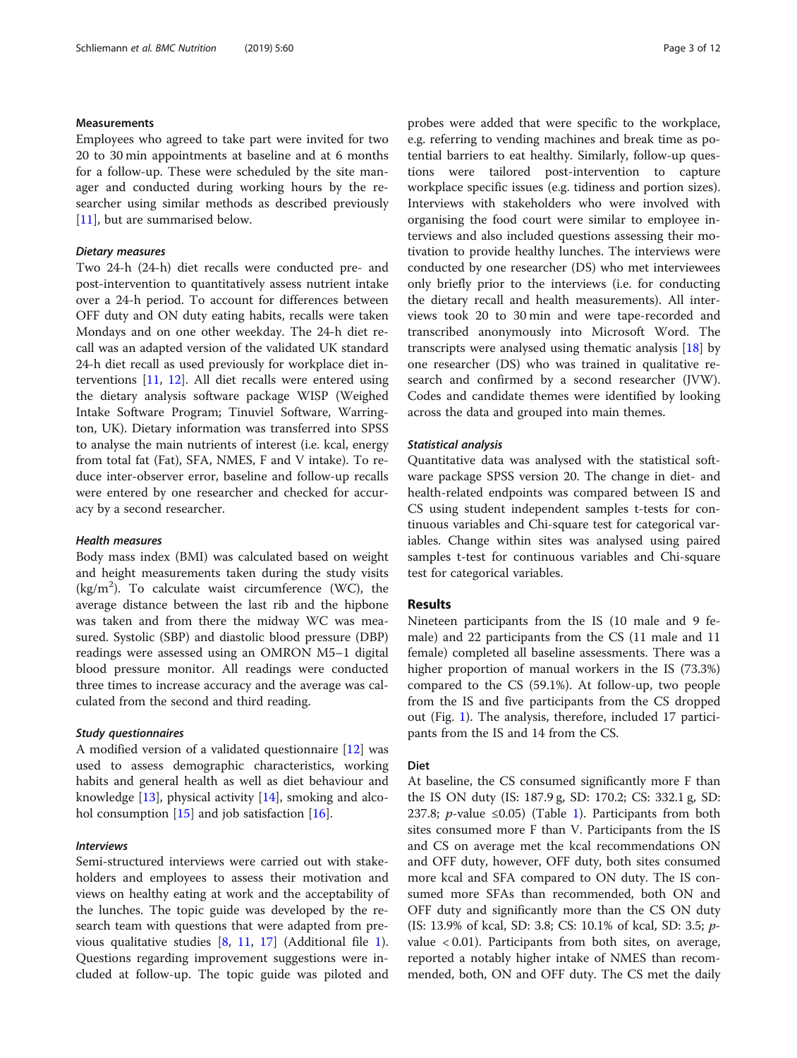### Measurements

Employees who agreed to take part were invited for two 20 to 30 min appointments at baseline and at 6 months for a follow-up. These were scheduled by the site manager and conducted during working hours by the researcher using similar methods as described previously [11], but are summarised below.

#### *Dietary measures*

Two 24-h (24-h) diet recalls were conducted pre- and post-intervention to quantitatively assess nutrient intake over a 24-h period. To account for differences between OFF duty and ON duty eating habits, recalls were taken Mondays and on one other weekday. The 24-h diet recall was an adapted version of the validated UK standard 24-h diet recall as used previously for workplace diet interventions [11, 12]. All diet recalls were entered using the dietary analysis software package WISP (Weighed Intake Software Program; Tinuviel Software, Warrington, UK). Dietary information was transferred into SPSS to analyse the main nutrients of interest (i.e. kcal, energy from total fat (Fat), SFA, NMES, F and V intake). To reduce inter-observer error, baseline and follow-up recalls were entered by one researcher and checked for accuracy by a second researcher.

#### *Health measures*

Body mass index (BMI) was calculated based on weight and height measurements taken during the study visits ($kg/m^2$). To calculate waist circumference (WC), the average distance between the last rib and the hipbone was taken and from there the midway WC was measured. Systolic (SBP) and diastolic blood pressure (DBP) readings were assessed using an OMRON M5–1 digital blood pressure monitor. All readings were conducted three times to increase accuracy and the average was calculated from the second and third reading.

#### *Study questionnaires*

A modified version of a validated questionnaire [12] was used to assess demographic characteristics, working habits and general health as well as diet behaviour and knowledge [13], physical activity [14], smoking and alcohol consumption [15] and job satisfaction [16].

#### *Interviews*

Semi-structured interviews were carried out with stakeholders and employees to assess their motivation and views on healthy eating at work and the acceptability of the lunches. The topic guide was developed by the research team with questions that were adapted from previous qualitative studies [8, 11, 17] (Additional file 1). Questions regarding improvement suggestions were included at follow-up. The topic guide was piloted and probes were added that were specific to the workplace, e.g. referring to vending machines and break time as potential barriers to eat healthy. Similarly, follow-up questions were tailored post-intervention to capture workplace specific issues (e.g. tidiness and portion sizes). Interviews with stakeholders who were involved with organising the food court were similar to employee interviews and also included questions assessing their motivation to provide healthy lunches. The interviews were conducted by one researcher (DS) who met interviewees only briefly prior to the interviews (i.e. for conducting the dietary recall and health measurements). All interviews took 20 to 30 min and were tape-recorded and transcribed anonymously into Microsoft Word. The transcripts were analysed using thematic analysis [18] by one researcher (DS) who was trained in qualitative research and confirmed by a second researcher (JVW). Codes and candidate themes were identified by looking across the data and grouped into main themes.

#### *Statistical analysis*

Quantitative data was analysed with the statistical software package SPSS version 20. The change in diet- and health-related endpoints was compared between IS and CS using student independent samples t-tests for continuous variables and Chi-square test for categorical variables. Change within sites was analysed using paired samples t-test for continuous variables and Chi-square test for categorical variables.

## Results

Nineteen participants from the IS (10 male and 9 female) and 22 participants from the CS (11 male and 11 female) completed all baseline assessments. There was a higher proportion of manual workers in the IS (73.3%) compared to the CS (59.1%). At follow-up, two people from the IS and five participants from the CS dropped out (Fig. 1). The analysis, therefore, included 17 participants from the IS and 14 from the CS.

### Diet

At baseline, the CS consumed significantly more F than the IS ON duty (IS: 187.9 g, SD: 170.2; CS: 332.1 g, SD: 237.8; *p*-value $\leq 0.05$) (Table 1). Participants from both sites consumed more F than V. Participants from the IS and CS on average met the kcal recommendations ON and OFF duty, however, OFF duty, both sites consumed more kcal and SFA compared to ON duty. The IS consumed more SFAs than recommended, both ON and OFF duty and significantly more than the CS ON duty (IS: 13.9% of kcal, SD: 3.8; CS: 10.1% of kcal, SD: 3.5; *p*-value $< 0.01$). Participants from both sites, on average, reported a notably higher intake of NMES than recommended, both, ON and OFF duty. The CS met the daily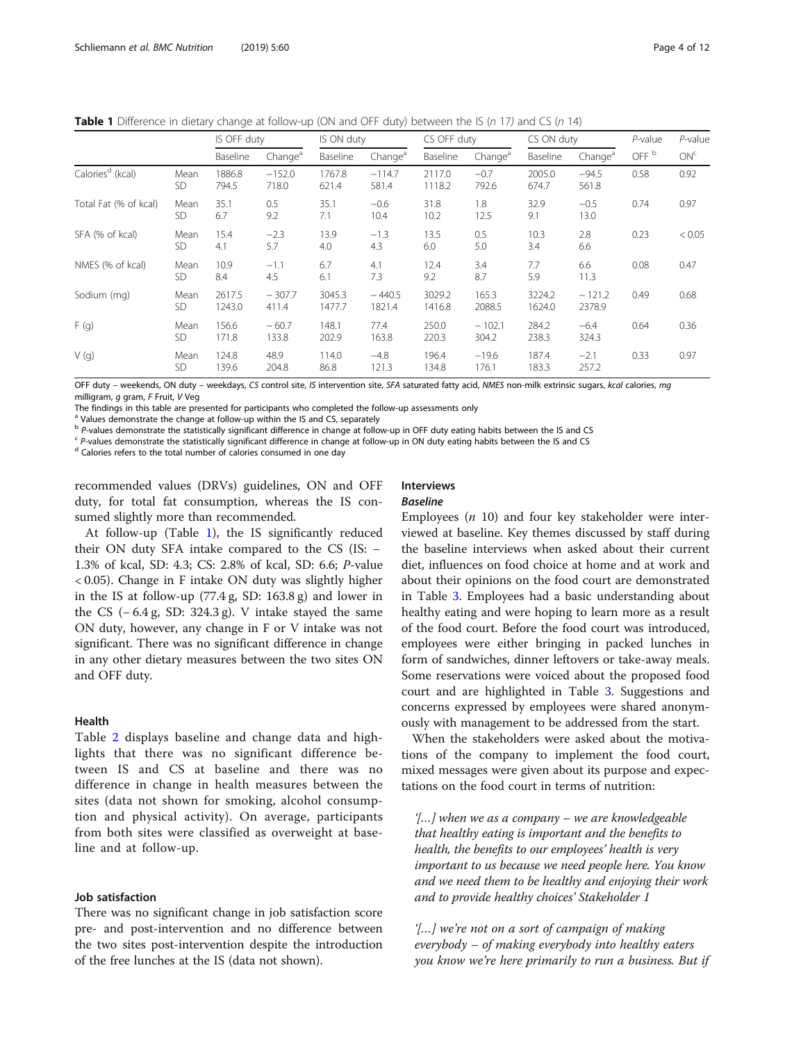**Table 1** Difference in dietary change at follow-up (ON and OFF duty) between the IS (*n* 17) and CS (*n* 14)

| | | IS OFF duty | | IS ON duty | | CS OFF duty | | CS ON duty | | *P*-value | *P*-value |
|---|---|---|---|---|---|---|---|---|---|---|---|
| | | Baseline | Change[a] | Baseline | Change[a] | Baseline | Change[a] | Baseline | Change[a] | OFF[b] | ON[c] |
| Calories[d] (kcal) | Mean | 1886.8 | −152.0 | 1767.8 | −114.7 | 2117.0 | −0.7 | 2005.0 | −94.5 | 0.58 | 0.92 |
| | SD | 794.5 | 718.0 | 621.4 | 581.4 | 1118.2 | 792.6 | 674.7 | 561.8 | | |
| Total Fat (% of kcal) | Mean | 35.1 | 0.5 | 35.1 | −0.6 | 31.8 | 1.8 | 32.9 | −0.5 | 0.74 | 0.97 |
| | SD | 6.7 | 9.2 | 7.1 | 10.4 | 10.2 | 12.5 | 9.1 | 13.0 | | |
| SFA (% of kcal) | Mean | 15.4 | −2.3 | 13.9 | −1.3 | 13.5 | 0.5 | 10.3 | 2.8 | 0.23 | < 0.05 |
| | SD | 4.1 | 5.7 | 4.0 | 4.3 | 6.0 | 5.0 | 3.4 | 6.6 | | |
| NMES (% of kcal) | Mean | 10.9 | −1.1 | 6.7 | 4.1 | 12.4 | 3.4 | 7.7 | 6.6 | 0.08 | 0.47 |
| | SD | 8.4 | 4.5 | 6.1 | 7.3 | 9.2 | 8.7 | 5.9 | 11.3 | | |
| Sodium (mg) | Mean | 2617.5 | − 307.7 | 3045.3 | − 440.5 | 3029.2 | 165.3 | 3224.2 | − 121.2 | 0.49 | 0.68 |
| | SD | 1243.0 | 411.4 | 1477.7 | 1821.4 | 1416.8 | 2088.5 | 1624.0 | 2378.9 | | |
| F (g) | Mean | 156.6 | −60.7 | 148.1 | 77.4 | 250.0 | − 102.1 | 284.2 | −6.4 | 0.64 | 0.36 |
| | SD | 171.8 | 133.8 | 202.9 | 163.8 | 220.3 | 304.2 | 238.3 | 324.3 | | |
| V (g) | Mean | 124.8 | 48.9 | 114.0 | −4.8 | 196.4 | −19.6 | 187.4 | −2.1 | 0.33 | 0.97 |
| | SD | 139.6 | 204.8 | 86.8 | 121.3 | 134.8 | 176.1 | 183.3 | 257.2 | | |

OFF duty – weekends, ON duty – weekdays, *CS* control site, *IS* intervention site, *SFA* saturated fatty acid, *NMES* non-milk extrinsic sugars, *kcal* calories, *mg* milligram, *g* gram, *F* Fruit, *V* Veg

The findings in this table are presented for participants who completed the follow-up assessments only

[a] Values demonstrate the change at follow-up within the IS and CS, separately

[b] *P*-values demonstrate the statistically significant difference in change at follow-up in OFF duty eating habits between the IS and CS

[c] *P*-values demonstrate the statistically significant difference in change at follow-up in ON duty eating habits between the IS and CS

[d] Calories refers to the total number of calories consumed in one day

recommended values (DRVs) guidelines, ON and OFF duty, for total fat consumption, whereas the IS consumed slightly more than recommended.

At follow-up (Table 1), the IS significantly reduced their ON duty SFA intake compared to the CS (IS: −1.3% of kcal, SD: 4.3; CS: 2.8% of kcal, SD: 6.6; *P*-value < 0.05). Change in F intake ON duty was slightly higher in the IS at follow-up (77.4 g, SD: 163.8 g) and lower in the CS (− 6.4 g, SD: 324.3 g). V intake stayed the same ON duty, however, any change in F or V intake was not significant. There was no significant difference in change in any other dietary measures between the two sites ON and OFF duty.

## Health

Table 2 displays baseline and change data and highlights that there was no significant difference between IS and CS at baseline and there was no difference in change in health measures between the sites (data not shown for smoking, alcohol consumption and physical activity). On average, participants from both sites were classified as overweight at baseline and at follow-up.

## Job satisfaction

There was no significant change in job satisfaction score pre- and post-intervention and no difference between the two sites post-intervention despite the introduction of the free lunches at the IS (data not shown).

## Interviews

### *Baseline*

Employees (*n* 10) and four key stakeholder were interviewed at baseline. Key themes discussed by staff during the baseline interviews when asked about their current diet, influences on food choice at home and at work and about their opinions on the food court are demonstrated in Table 3. Employees had a basic understanding about healthy eating and were hoping to learn more as a result of the food court. Before the food court was introduced, employees were either bringing in packed lunches in form of sandwiches, dinner leftovers or take-away meals. Some reservations were voiced about the proposed food court and are highlighted in Table 3. Suggestions and concerns expressed by employees were shared anonymously with management to be addressed from the start.

When the stakeholders were asked about the motivations of the company to implement the food court, mixed messages were given about its purpose and expectations on the food court in terms of nutrition:

> *'[…] when we as a company – we are knowledgeable that healthy eating is important and the benefits to health, the benefits to our employees' health is very important to us because we need people here. You know and we need them to be healthy and enjoying their work and to provide healthy choices' Stakeholder 1*

> *'[…] we're not on a sort of campaign of making everybody – of making everybody into healthy eaters you know we're here primarily to run a business. But if*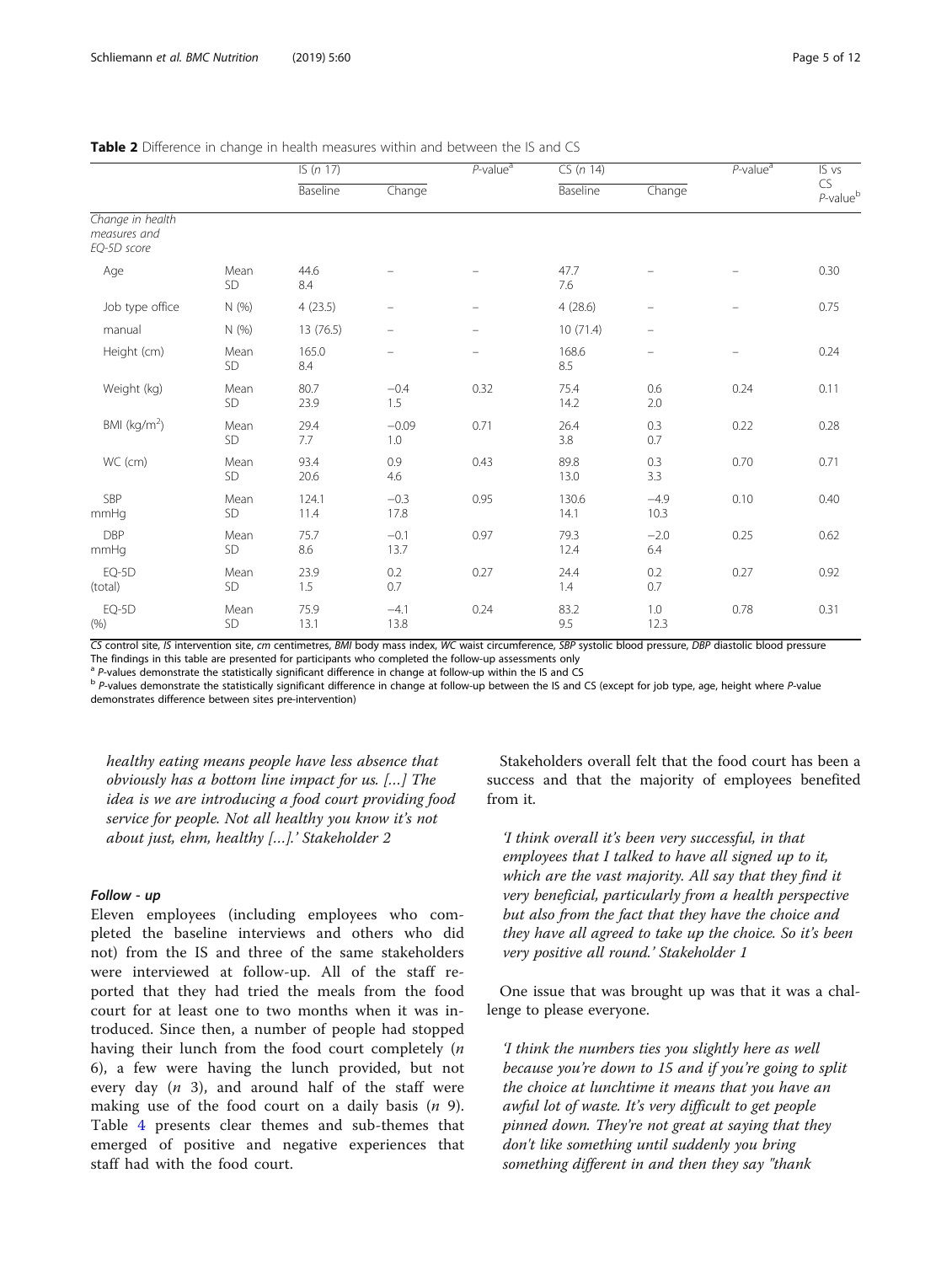**Table 2** Difference in change in health measures within and between the IS and CS

| | | IS (*n* 17) | | *P*-value[a] | CS (*n* 14) | | *P*-value[a] | IS vs CS *P*-value[b] |
|---|---|---|---|---|---|---|---|---|
| | | Baseline | Change | | Baseline | Change | | |
| *Change in health measures and EQ-5D score* | | | | | | | | |
| Age | Mean SD | 44.6 8.4 | – | – | 47.7 7.6 | – | – | 0.30 |
| Job type office | N (%) | 4 (23.5) | – | – | 4 (28.6) | – | – | 0.75 |
| manual | N (%) | 13 (76.5) | – | – | 10 (71.4) | – | | |
| Height (cm) | Mean SD | 165.0 8.4 | – | – | 168.6 8.5 | – | – | 0.24 |
| Weight (kg) | Mean SD | 80.7 23.9 | −0.4 1.5 | 0.32 | 75.4 14.2 | 0.6 2.0 | 0.24 | 0.11 |
| BMI (kg/m$^2$) | Mean SD | 29.4 7.7 | −0.09 1.0 | 0.71 | 26.4 3.8 | 0.3 0.7 | 0.22 | 0.28 |
| WC (cm) | Mean SD | 93.4 20.6 | 0.9 4.6 | 0.43 | 89.8 13.0 | 0.3 3.3 | 0.70 | 0.71 |
| SBP mmHg | Mean SD | 124.1 11.4 | −0.3 17.8 | 0.95 | 130.6 14.1 | −4.9 10.3 | 0.10 | 0.40 |
| DBP mmHg | Mean SD | 75.7 8.6 | −0.1 13.7 | 0.97 | 79.3 12.4 | −2.0 6.4 | 0.25 | 0.62 |
| EQ-5D (total) | Mean SD | 23.9 1.5 | 0.2 0.7 | 0.27 | 24.4 1.4 | 0.2 0.7 | 0.27 | 0.92 |
| EQ-5D (%) | Mean SD | 75.9 13.1 | −4.1 13.8 | 0.24 | 83.2 9.5 | 1.0 12.3 | 0.78 | 0.31 |

*CS* control site, *IS* intervention site, *cm* centimetres, *BMI* body mass index, *WC* waist circumference, *SBP* systolic blood pressure, *DBP* diastolic blood pressure
The findings in this table are presented for participants who completed the follow-up assessments only
[a] *P*-values demonstrate the statistically significant difference in change at follow-up within the IS and CS
[b] *P*-values demonstrate the statistically significant difference in change at follow-up between the IS and CS (except for job type, age, height where *P*-value demonstrates difference between sites pre-intervention)

*healthy eating means people have less absence that obviously has a bottom line impact for us. […] The idea is we are introducing a food court providing food service for people. Not all healthy you know it's not about just, ehm, healthy […].' Stakeholder 2*

#### Follow - up

Eleven employees (including employees who completed the baseline interviews and others who did not) from the IS and three of the same stakeholders were interviewed at follow-up. All of the staff reported that they had tried the meals from the food court for at least one to two months when it was introduced. Since then, a number of people had stopped having their lunch from the food court completely (*n* 6), a few were having the lunch provided, but not every day (*n* 3), and around half of the staff were making use of the food court on a daily basis (*n* 9). Table 4 presents clear themes and sub-themes that emerged of positive and negative experiences that staff had with the food court.

Stakeholders overall felt that the food court has been a success and that the majority of employees benefited from it.

*'I think overall it's been very successful, in that employees that I talked to have all signed up to it, which are the vast majority. All say that they find it very beneficial, particularly from a health perspective but also from the fact that they have the choice and they have all agreed to take up the choice. So it's been very positive all round.' Stakeholder 1*

One issue that was brought up was that it was a challenge to please everyone.

*'I think the numbers ties you slightly here as well because you're down to 15 and if you're going to split the choice at lunchtime it means that you have an awful lot of waste. It's very difficult to get people pinned down. They're not great at saying that they don't like something until suddenly you bring something different in and then they say "thank*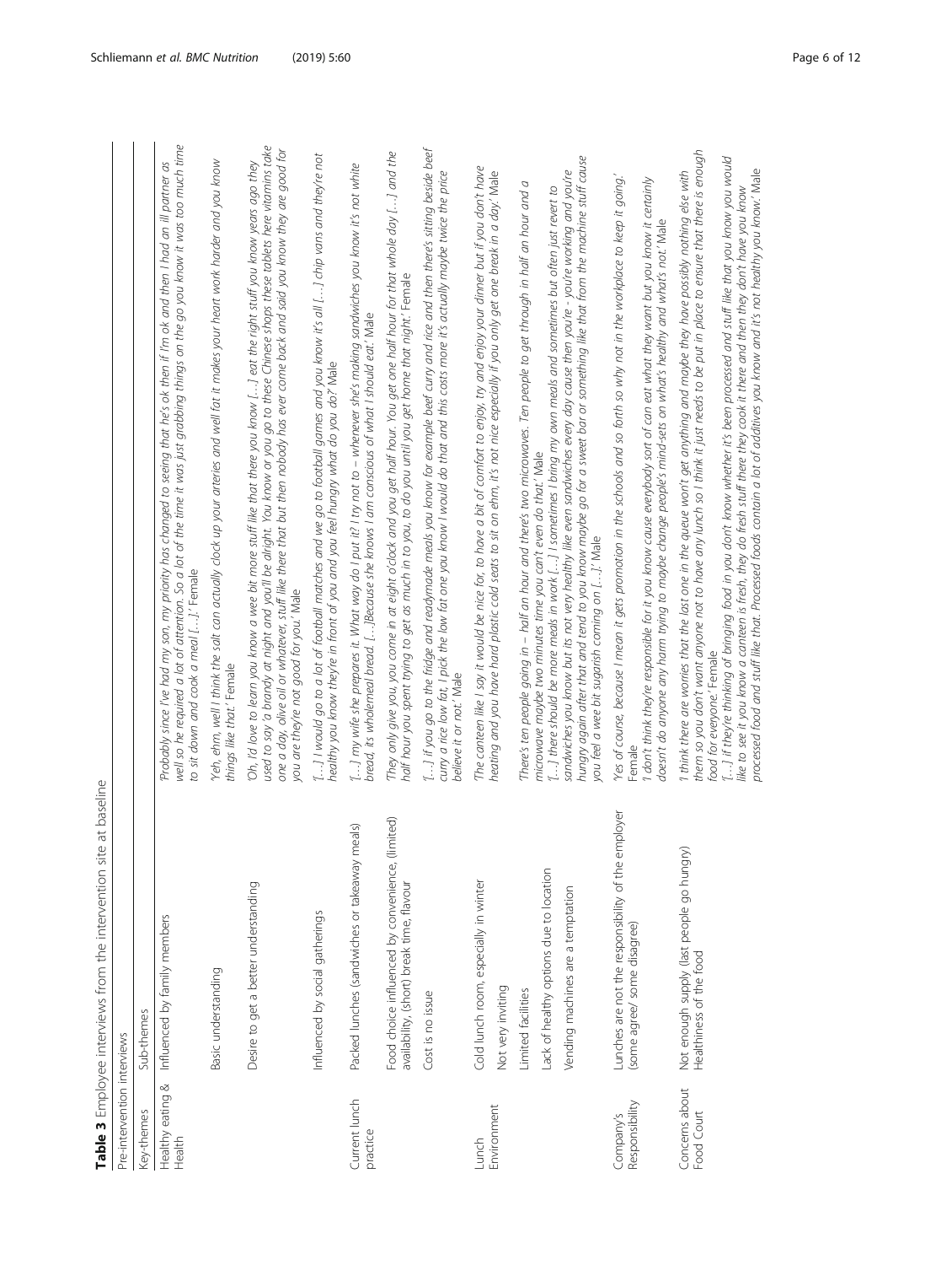**Table 3** Employee interviews from the intervention site at baseline

| Pre-intervention interviews | | |
|---|---|---|
| Key-themes | Sub-themes | |
| Healthy eating & Health | Influenced by family members | *'Probably since I've had my son, my priority has changed to seeing that he's ok then if I'm ok and then I had an ill partner as well so he required a lot of attention. So a lot of the time it was just grabbing things on the go you know it was too much time to sit down and cook a meal […].'* Female |
| | Basic understanding | *'Yeh, ehm, well I think the salt can actually clock up your arteries and well fat it makes your heart work harder and you know things like that.'* Female |
| | Desire to get a better understanding | *'Oh, I'd love to learn you know a wee bit more stuff like that there you know […] eat the right stuff you know years ago they used to say a brandy at night and you'll be alright. You know or you go to these Chinese shops these tablets here vitamins take one a day, olive oil or whatever, stuff like there that but then nobody has ever come back and said you know they are good for you are they're not good for you.'* Male |
| | Influenced by social gatherings | *'[…] I would go to a lot of football matches and we go to football games and you know it's all […] chip vans and they're not healthy you know they're in front of you and you feel hungry what do you do?'* Male |
| Current lunch practice | Packed lunches (sandwiches or takeaway meals) | *'[…] my wife she prepares it. What way do I put it? I try not to – whenever she's making sandwiches you know it's not white bread, its wholemeal bread. […]Because she knows I am conscious of what I should eat.'* Male |
| | Food choice influenced by convenience, (limited) availability, (short) break time, flavour | *'They only give you, you come in at eight o'clock and you get half hour. You get one half hour for that whole day […] and the half hour you spent trying to get as much in to you, to do you until you get home that night.'* Female |
| | Cost is no issue | *'[…] if you go to the fridge and readymade meals you know for example beef curry and rice and then there's sitting beside beef curry a rice low fat, I pick the low fat one you know I would do that and this costs more it's actually maybe twice the price believe it or not.'* Male |
| Lunch Environment | Cold lunch room, especially in winter | *'The canteen like I say it would be nice for, to have a bit of comfort to enjoy, try and enjoy your dinner but if you don't have heating and you have hard plastic cold seats to sit on ehm, it's not nice especially if you only get one break in a day.'* Male |
| | Not very inviting | |
| | Limited facilities | *'There's ten people going in – half an hour and there's two microwaves. Ten people to get through in half an hour and a microwave maybe two minutes time you can't even do that.'* Male |
| | Lack of healthy options due to location | *'[…] there should be more meals in work […] I sometimes I bring my own meals and sometimes but often just revert to sandwiches you know but its not very healthy like even sandwiches every day cause then you're - you're working and you're* |
| | Vending machines are a temptation | *hungry again after that and tend to you know maybe go for a sweet bar or something like that from the machine stuff cause you feel a wee bit sugarish coming on […].'* Male |
| Company's Responsibility | Lunches are not the responsibility of the employer (some agree/ some disagree) | *'Yes of course, because I mean it gets promotion in the schools and so forth so why not in the workplace to keep it going.'* Female<br>*'I don't think they're responsible for it you know cause everybody sort of can eat what they want but you know it certainly doesn't do anyone any harm trying to maybe change people's mind-sets on what's healthy and what's not.'* Male |
| Concerns about Food Court | Not enough supply (last people go hungry)<br>Healthiness of the food | *'I think there are worries that the last one in the queue won't get anything and maybe they have possibly nothing else with them so you don't want anyone not to have any lunch so I think it just needs to be put in place to ensure that there is enough food for everyone.'* Female<br>*'[…] if they're thinking of bringing food in you don't know whether it's been processed and stuff like that you know you would like to see it you know a canteen is fresh, they do fresh stuff there they cook it there and then they don't have you know processed food and stuff like that. Processed foods contain a lot of additives you know and it's not healthy you know.'* Male |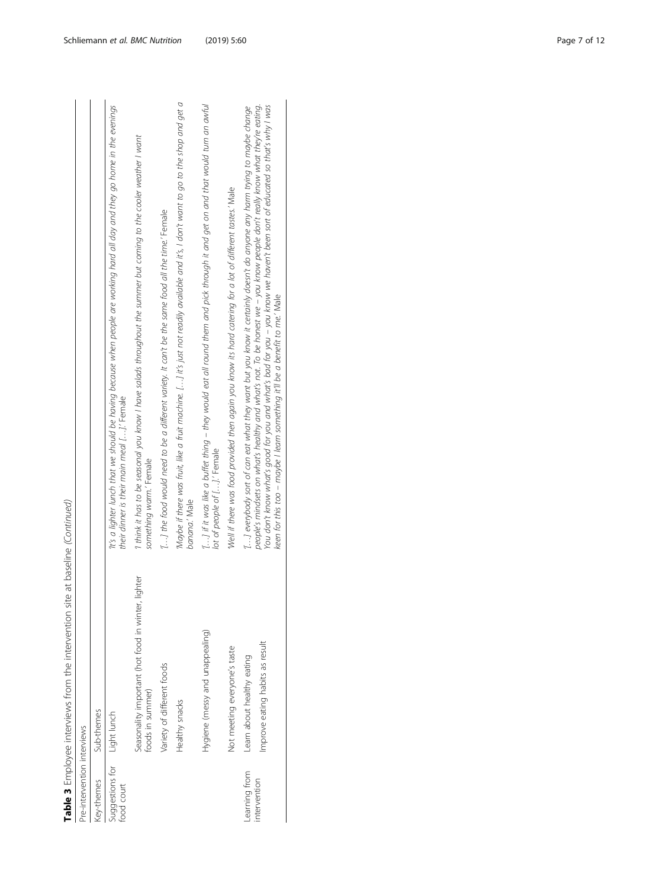**Table 3** Employee interviews from the intervention site at baseline *(Continued)*

| Pre-intervention interviews | | |
|---|---|---|
| Key-themes | Sub-themes | |
| Suggestions for food court | Light lunch | *'It's a lighter lunch that we should be having because when people are working hard all day and they go home in the evenings their dinner is their main meal […].'* Female |
| | Seasonality important (hot food in winter, lighter foods in summer) | *'I think it has to be seasonal you know I have salads throughout the summer but coming to the cooler weather I want something warm.'* Female |
| | Variety of different foods | *'[…] the food would need to be a different variety. It can't be the same food all the time.'* Female |
| | Healthy snacks | *'Maybe if there was fruit, like a fruit machine. […] it's just not readily available and it's, I don't want to go to the shop and get a banana.'* Male |
| | Hygiene (messy and unappealing) | *'[…] if it was like a buffet thing – they would eat all round them and pick through it and get on and that would turn an awful lot of people of […].'* Female |
| | Not meeting everyone's taste | *'Well if there was food provided then again you know its hard catering for a lot of different tastes.'* Male |
| Learning from intervention | Learn about healthy eating | *'[…] everybody sort of can eat what they want but you know it certainly doesn't do anyone any harm trying to maybe change people's mindsets on what's healthy and what's not. To be honest we – you know people don't really know what they're eating. You don't know what's good for you and what's bad for you – you know we haven't been sort of educated so that's why I was keen for this too – maybe I learn something it'll be a benefit to me.'* Male |
| | Improve eating habits as result | |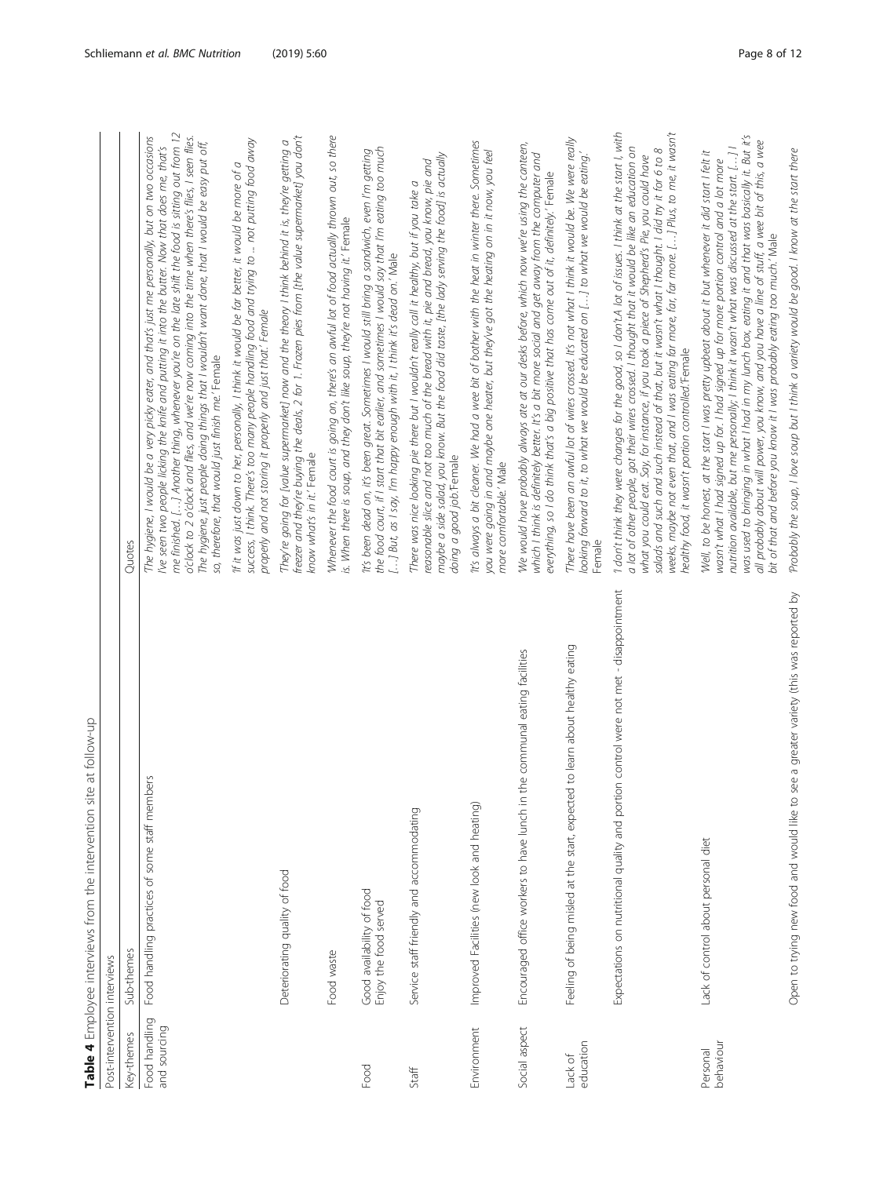**Table 4** Employee interviews from the intervention site at follow-up

| Post-intervention interviews | | |
|---|---|---|
| Key-themes | Sub-themes | Quotes |
| Food handling and sourcing | Food handling practices of some staff members | *'The hygiene, I would be a very picky eater, and that's just me personally, but on two occasions I've seen two people licking the knife and putting it into the butter. Now that does me, that's me finished. […] Another thing, whenever you're on the late shift the food is sitting out from 12 o'clock to 2 o'clock and flies, and we're now coming into the time when there's flies, I seen flies. The hygiene, just people doing things that I wouldn't want done, that I would be easy put off, so, therefore, that would just finish me.'* Female |
| | Deteriorating quality of food | *'If it was just down to her, personally, I think it would be far better, it would be more of a success, I think. There's too many people handling food and trying to … not putting food away properly and not storing it properly and just that.'* Female |
| | | *'They're going for [value supermarket] now and the theory I think behind it is, they're getting a freezer and they're buying the deals, 2 for 1. Frozen pies from [the value supermarket] you don't know what's in it.'* Female |
| | Food waste | *'Whenever the food court is going on, there's an awful lot of food actually thrown out, so there is. When there is soup, and they don't like soup, they're not having it.'* Female |
| Food | Good availability of food Enjoy the food served | *'It's been dead on, it's been great. Sometimes I would still bring a sandwich, even I'm getting the food court, if I start that bit earlier, and sometimes I would say that I'm eating too much […] But, as I say, I'm happy enough with it, I think it's dead on.'* Male |
| Staff | Service staff friendly and accommodating | *'There was nice looking pie there but I wouldn't really call it healthy, but if you take a reasonable slice and not too much of the bread with it, pie and bread, you know, pie and maybe a side salad, you know. But the food did taste, [the lady serving the food] is actually doing a good job.'*Female |
| Environment | Improved Facilities (new look and heating) | *'It's always a bit cleaner. We had a wee bit of bother with the heat in winter there. Sometimes you were going in and maybe one heater, but they've got the heating on in it now, you feel more comfortable.'* Male |
| Social aspect | Encouraged office workers to have lunch in the communal eating facilities | *'We would have probably always ate at our desks before, which now we're using the canteen, which I think is definitely better. It's a bit more social and get away from the computer and everything, so I do think that's a big positive that has come out of it, definitely.'* Female |
| Lack of education | Feeling of being misled at the start, expected to learn about healthy eating | *'There have been an awful lot of wires crossed. It's not what I think it would be. We were really looking forward to it, to what we would be educated on […]' to what we would be eating.'* Female |
| | Expectations on nutritional quality and portion control were not met - disappointment | *'I don't think they were changes for the good, so I don't.A lot of issues. I think at the start I, with a lot of other people, got their wires crossed. I thought that it would be like an education on what you could eat. Say, for instance, if you took a piece of Shepherd's Pie, you could have salads and such and such instead of that, but it wasn't what I thought. I did try it for 6 to 8 weeks, maybe not even that, and I was eating far more, far, far more. […] Plus, to me, it wasn't healthy food, it wasn't portion controlled.'*Female |
| Personal behaviour | Lack of control about personal diet | *'Well, to be honest, at the start I was pretty upbeat about it but whenever it did start I felt it wasn't what I had signed up for. I had signed up for more portion control and a lot more nutrition available, but me personally; I think it wasn't what was discussed at the start. […] I was used to bringing in what I had in my lunch box, eating it and that was basically it. But it's all probably about will power, you know, and you have a line of stuff, a wee bit of this, a wee bit of that and before you know it I was probably eating too much.'* Male |
| | Open to trying new food and would like to see a greater variety (this was reported by | *'Probably the soup, I love soup but I think a variety would be good. I know at the start there* |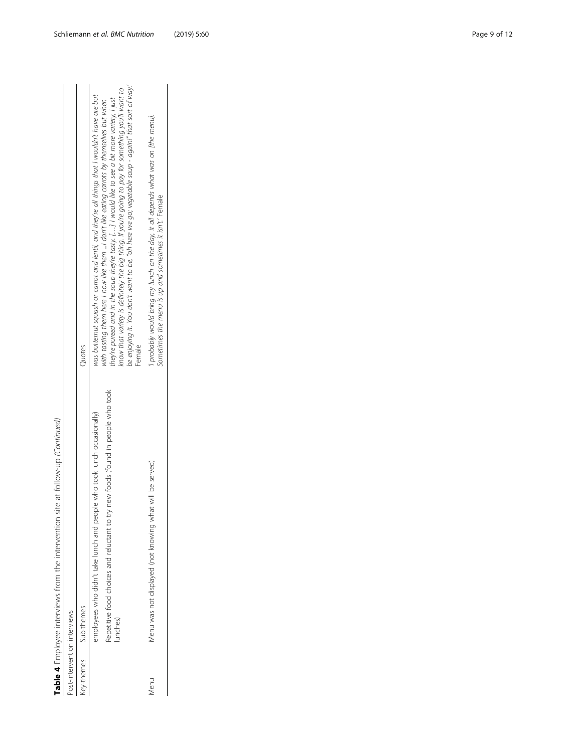**Table 4** Employee interviews from the intervention site at follow-up *(Continued)*

| Post-intervention interviews | | |
|---|---|---|
| Key-themes | Sub-themes | Quotes |
| | employees who didn't take lunch and people who took lunch occasionally) | |
| | Repetitive food choices and reluctant to try new foods (found in people who took lunches) | *was butternut squash or carrot and lentil, and they're all things that I wouldn't have ate but with tasting them here I now like them ...I don't like eating carrots by themselves but when they're pureed and in the soup they're tasty. [...] I would like to see a bit more variety, I just know that variety is definitely the big thing. If you're going to pay for something you'll want to be enjoying it. You don't want to be, "oh here we go; vegetable soup - again!" that sort of way.'* Female |
| Menu | Menu was not displayed (not knowing what will be served) | *'I probably would bring my lunch on the day, it all depends what was on [the menu]. Sometimes the menu is up and sometimes it isn't.'* Female |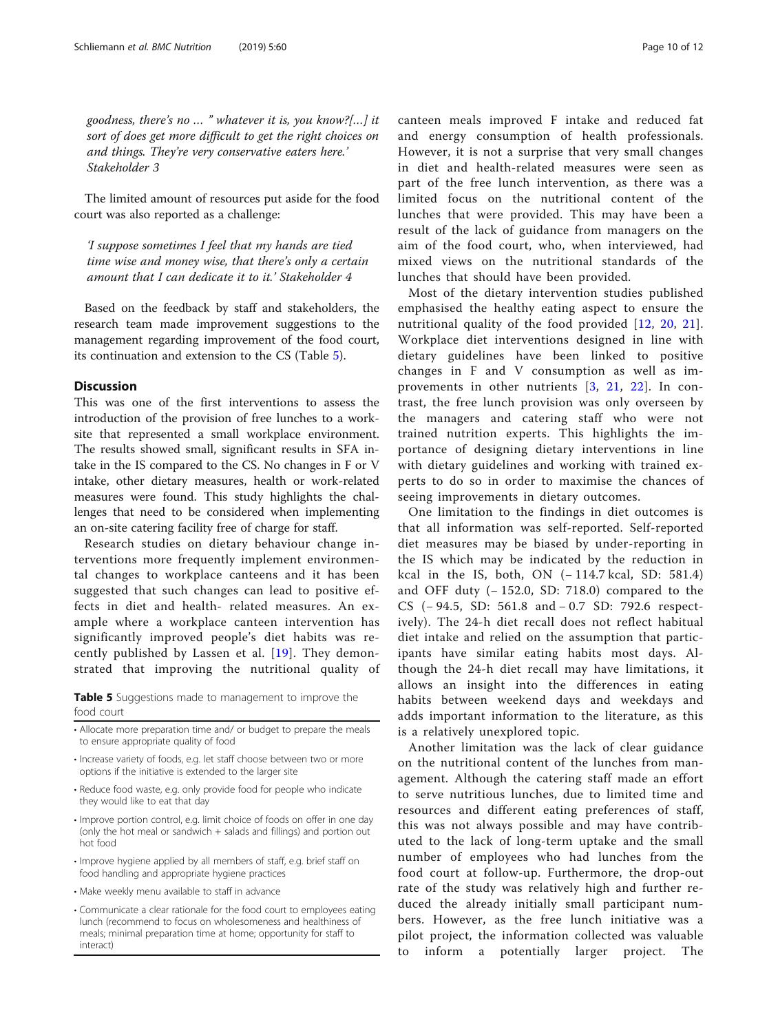*goodness, there's no … " whatever it is, you know?[…] it sort of does get more difficult to get the right choices on and things. They're very conservative eaters here.' Stakeholder 3*

The limited amount of resources put aside for the food court was also reported as a challenge:

*'I suppose sometimes I feel that my hands are tied time wise and money wise, that there's only a certain amount that I can dedicate it to it.' Stakeholder 4*

Based on the feedback by staff and stakeholders, the research team made improvement suggestions to the management regarding improvement of the food court, its continuation and extension to the CS (Table 5).

**Table 5** Suggestions made to management to improve the food court

- Allocate more preparation time and/ or budget to prepare the meals to ensure appropriate quality of food
- Increase variety of foods, e.g. let staff choose between two or more options if the initiative is extended to the larger site
- Reduce food waste, e.g. only provide food for people who indicate they would like to eat that day
- Improve portion control, e.g. limit choice of foods on offer in one day (only the hot meal or sandwich + salads and fillings) and portion out hot food
- Improve hygiene applied by all members of staff, e.g. brief staff on food handling and appropriate hygiene practices
- Make weekly menu available to staff in advance
- Communicate a clear rationale for the food court to employees eating lunch (recommend to focus on wholesomeness and healthiness of meals; minimal preparation time at home; opportunity for staff to interact)

## Discussion

This was one of the first interventions to assess the introduction of the provision of free lunches to a worksite that represented a small workplace environment. The results showed small, significant results in SFA intake in the IS compared to the CS. No changes in F or V intake, other dietary measures, health or work-related measures were found. This study highlights the challenges that need to be considered when implementing an on-site catering facility free of charge for staff.

Research studies on dietary behaviour change interventions more frequently implement environmental changes to workplace canteens and it has been suggested that such changes can lead to positive effects in diet and health- related measures. An example where a workplace canteen intervention has significantly improved people's diet habits was recently published by Lassen et al. [19]. They demonstrated that improving the nutritional quality of canteen meals improved F intake and reduced fat and energy consumption of health professionals. However, it is not a surprise that very small changes in diet and health-related measures were seen as part of the free lunch intervention, as there was a limited focus on the nutritional content of the lunches that were provided. This may have been a result of the lack of guidance from managers on the aim of the food court, who, when interviewed, had mixed views on the nutritional standards of the lunches that should have been provided.

Most of the dietary intervention studies published emphasised the healthy eating aspect to ensure the nutritional quality of the food provided [12, 20, 21]. Workplace diet interventions designed in line with dietary guidelines have been linked to positive changes in F and V consumption as well as improvements in other nutrients [3, 21, 22]. In contrast, the free lunch provision was only overseen by the managers and catering staff who were not trained nutrition experts. This highlights the importance of designing dietary interventions in line with dietary guidelines and working with trained experts to do so in order to maximise the chances of seeing improvements in dietary outcomes.

One limitation to the findings in diet outcomes is that all information was self-reported. Self-reported diet measures may be biased by under-reporting in the IS which may be indicated by the reduction in kcal in the IS, both, ON (− 114.7 kcal, SD: 581.4) and OFF duty (− 152.0, SD: 718.0) compared to the CS (− 94.5, SD: 561.8 and − 0.7 SD: 792.6 respectively). The 24-h diet recall does not reflect habitual diet intake and relied on the assumption that participants have similar eating habits most days. Although the 24-h diet recall may have limitations, it allows an insight into the differences in eating habits between weekend days and weekdays and adds important information to the literature, as this is a relatively unexplored topic.

Another limitation was the lack of clear guidance on the nutritional content of the lunches from management. Although the catering staff made an effort to serve nutritious lunches, due to limited time and resources and different eating preferences of staff, this was not always possible and may have contributed to the lack of long-term uptake and the small number of employees who had lunches from the food court at follow-up. Furthermore, the drop-out rate of the study was relatively high and further reduced the already initially small participant numbers. However, as the free lunch initiative was a pilot project, the information collected was valuable to inform a potentially larger project. The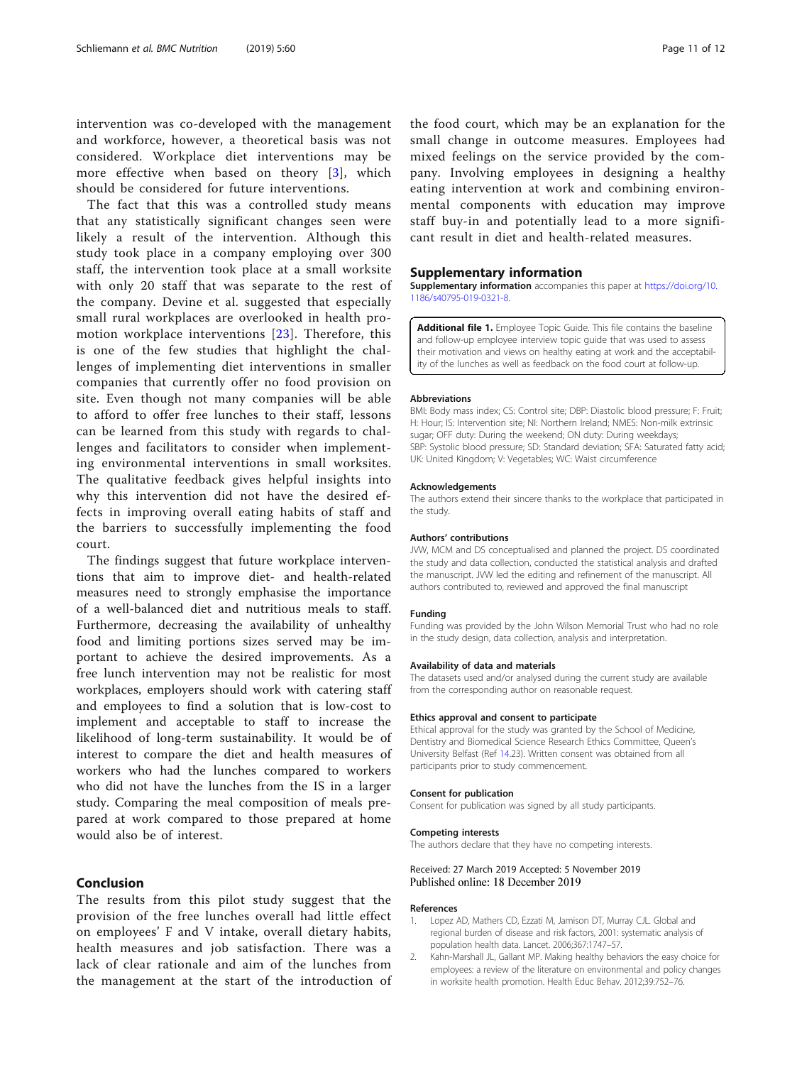intervention was co-developed with the management and workforce, however, a theoretical basis was not considered. Workplace diet interventions may be more effective when based on theory [3], which should be considered for future interventions.

The fact that this was a controlled study means that any statistically significant changes seen were likely a result of the intervention. Although this study took place in a company employing over 300 staff, the intervention took place at a small worksite with only 20 staff that was separate to the rest of the company. Devine et al. suggested that especially small rural workplaces are overlooked in health promotion workplace interventions [23]. Therefore, this is one of the few studies that highlight the challenges of implementing diet interventions in smaller companies that currently offer no food provision on site. Even though not many companies will be able to afford to offer free lunches to their staff, lessons can be learned from this study with regards to challenges and facilitators to consider when implementing environmental interventions in small worksites. The qualitative feedback gives helpful insights into why this intervention did not have the desired effects in improving overall eating habits of staff and the barriers to successfully implementing the food court.

The findings suggest that future workplace interventions that aim to improve diet- and health-related measures need to strongly emphasise the importance of a well-balanced diet and nutritious meals to staff. Furthermore, decreasing the availability of unhealthy food and limiting portions sizes served may be important to achieve the desired improvements. As a free lunch intervention may not be realistic for most workplaces, employers should work with catering staff and employees to find a solution that is low-cost to implement and acceptable to staff to increase the likelihood of long-term sustainability. It would be of interest to compare the diet and health measures of workers who had the lunches compared to workers who did not have the lunches from the IS in a larger study. Comparing the meal composition of meals prepared at work compared to those prepared at home would also be of interest.

## Conclusion

The results from this pilot study suggest that the provision of the free lunches overall had little effect on employees' F and V intake, overall dietary habits, health measures and job satisfaction. There was a lack of clear rationale and aim of the lunches from the management at the start of the introduction of the food court, which may be an explanation for the small change in outcome measures. Employees had mixed feelings on the service provided by the company. Involving employees in designing a healthy eating intervention at work and combining environmental components with education may improve staff buy-in and potentially lead to a more significant result in diet and health-related measures.

## Supplementary information

**Supplementary information** accompanies this paper at https://doi.org/10.1186/s40795-019-0321-8.

**Additional file 1.** Employee Topic Guide. This file contains the baseline and follow-up employee interview topic guide that was used to assess their motivation and views on healthy eating at work and the acceptability of the lunches as well as feedback on the food court at follow-up.

### Abbreviations

BMI: Body mass index; CS: Control site; DBP: Diastolic blood pressure; F: Fruit; H: Hour; IS: Intervention site; NI: Northern Ireland; NMES: Non-milk extrinsic sugar; OFF duty: During the weekend; ON duty: During weekdays; SBP: Systolic blood pressure; SD: Standard deviation; SFA: Saturated fatty acid; UK: United Kingdom; V: Vegetables; WC: Waist circumference

### Acknowledgements

The authors extend their sincere thanks to the workplace that participated in the study.

### Authors' contributions

JVW, MCM and DS conceptualised and planned the project. DS coordinated the study and data collection, conducted the statistical analysis and drafted the manuscript. JVW led the editing and refinement of the manuscript. All authors contributed to, reviewed and approved the final manuscript

### Funding

Funding was provided by the John Wilson Memorial Trust who had no role in the study design, data collection, analysis and interpretation.

### Availability of data and materials

The datasets used and/or analysed during the current study are available from the corresponding author on reasonable request.

### Ethics approval and consent to participate

Ethical approval for the study was granted by the School of Medicine, Dentistry and Biomedical Science Research Ethics Committee, Queen's University Belfast (Ref 14.23). Written consent was obtained from all participants prior to study commencement.

### Consent for publication

Consent for publication was signed by all study participants.

### Competing interests

The authors declare that they have no competing interests.

Received: 27 March 2019 Accepted: 5 November 2019
Published online: 18 December 2019

### References

1. Lopez AD, Mathers CD, Ezzati M, Jamison DT, Murray CJL. Global and regional burden of disease and risk factors, 2001: systematic analysis of population health data. Lancet. 2006;367:1747–57.
2. Kahn-Marshall JL, Gallant MP. Making healthy behaviors the easy choice for employees: a review of the literature on environmental and policy changes in worksite health promotion. Health Educ Behav. 2012;39:752–76.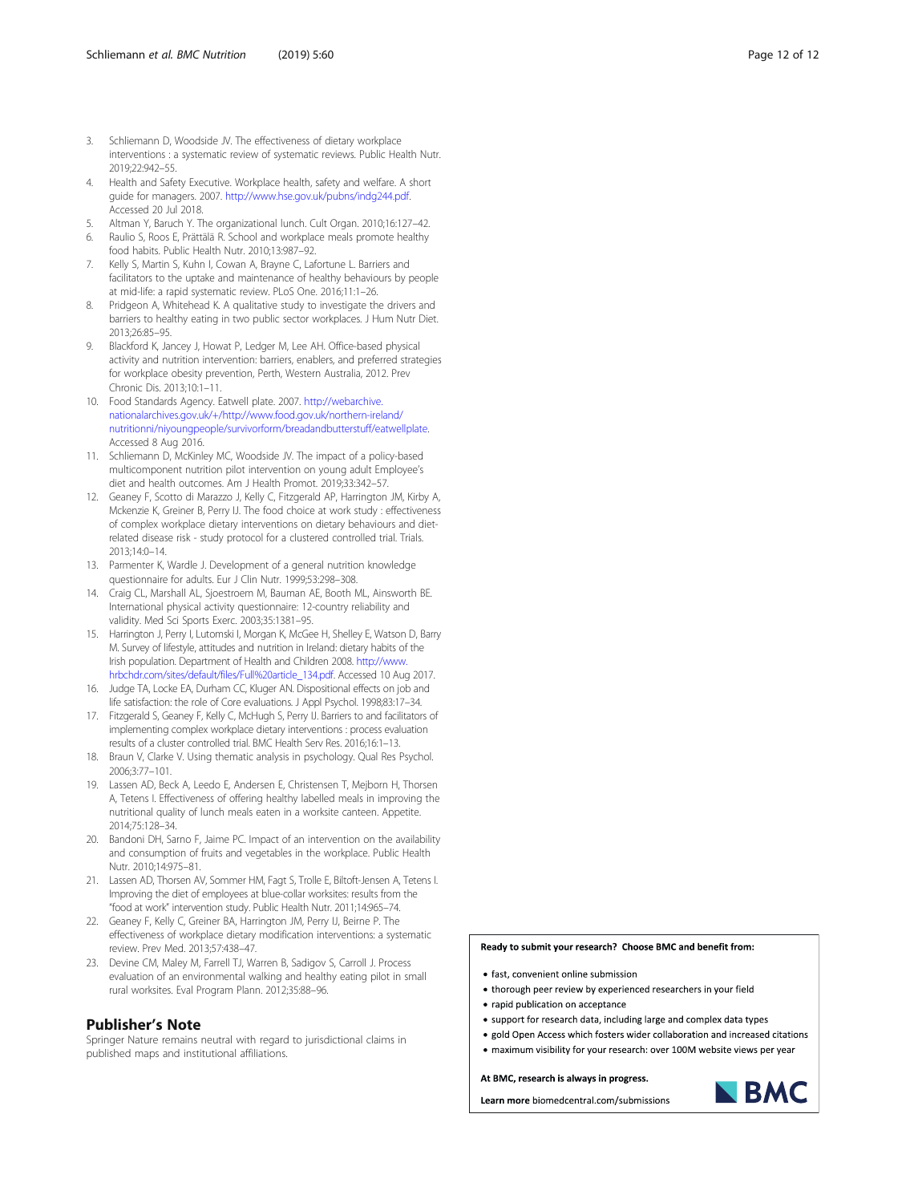3. Schliemann D, Woodside JV. The effectiveness of dietary workplace interventions : a systematic review of systematic reviews. Public Health Nutr. 2019;22:942–55.
4. Health and Safety Executive. Workplace health, safety and welfare. A short guide for managers. 2007. http://www.hse.gov.uk/pubns/indg244.pdf. Accessed 20 Jul 2018.
5. Altman Y, Baruch Y. The organizational lunch. Cult Organ. 2010;16:127–42.
6. Raulio S, Roos E, Prättälä R. School and workplace meals promote healthy food habits. Public Health Nutr. 2010;13:987–92.
7. Kelly S, Martin S, Kuhn I, Cowan A, Brayne C, Lafortune L. Barriers and facilitators to the uptake and maintenance of healthy behaviours by people at mid-life: a rapid systematic review. PLoS One. 2016;11:1–26.
8. Pridgeon A, Whitehead K. A qualitative study to investigate the drivers and barriers to healthy eating in two public sector workplaces. J Hum Nutr Diet. 2013;26:85–95.
9. Blackford K, Jancey J, Howat P, Ledger M, Lee AH. Office-based physical activity and nutrition intervention: barriers, enablers, and preferred strategies for workplace obesity prevention, Perth, Western Australia, 2012. Prev Chronic Dis. 2013;10:1–11.
10. Food Standards Agency. Eatwell plate. 2007. http://webarchive.nationalarchives.gov.uk/+/http://www.food.gov.uk/northern-ireland/nutritionni/niyoungpeople/survivorform/breadandbutterstuff/eatwellplate. Accessed 8 Aug 2016.
11. Schliemann D, McKinley MC, Woodside JV. The impact of a policy-based multicomponent nutrition pilot intervention on young adult Employee's diet and health outcomes. Am J Health Promot. 2019;33:342–57.
12. Geaney F, Scotto di Marazzo J, Kelly C, Fitzgerald AP, Harrington JM, Kirby A, Mckenzie K, Greiner B, Perry IJ. The food choice at work study : effectiveness of complex workplace dietary interventions on dietary behaviours and diet-related disease risk - study protocol for a clustered controlled trial. Trials. 2013;14:0–14.
13. Parmenter K, Wardle J. Development of a general nutrition knowledge questionnaire for adults. Eur J Clin Nutr. 1999;53:298–308.
14. Craig CL, Marshall AL, Sjoestroem M, Bauman AE, Booth ML, Ainsworth BE. International physical activity questionnaire: 12-country reliability and validity. Med Sci Sports Exerc. 2003;35:1381–95.
15. Harrington J, Perry I, Lutomski I, Morgan K, McGee H, Shelley E, Watson D, Barry M. Survey of lifestyle, attitudes and nutrition in Ireland: dietary habits of the Irish population. Department of Health and Children 2008. http://www.hrbchdr.com/sites/default/files/Full%20article_134.pdf. Accessed 10 Aug 2017.
16. Judge TA, Locke EA, Durham CC, Kluger AN. Dispositional effects on job and life satisfaction: the role of Core evaluations. J Appl Psychol. 1998;83:17–34.
17. Fitzgerald S, Geaney F, Kelly C, McHugh S, Perry IJ. Barriers to and facilitators of implementing complex workplace dietary interventions : process evaluation results of a cluster controlled trial. BMC Health Serv Res. 2016;16:1–13.
18. Braun V, Clarke V. Using thematic analysis in psychology. Qual Res Psychol. 2006;3:77–101.
19. Lassen AD, Beck A, Leedo E, Andersen E, Christensen T, Mejborn H, Thorsen A, Tetens I. Effectiveness of offering healthy labelled meals in improving the nutritional quality of lunch meals eaten in a worksite canteen. Appetite. 2014;75:128–34.
20. Bandoni DH, Sarno F, Jaime PC. Impact of an intervention on the availability and consumption of fruits and vegetables in the workplace. Public Health Nutr. 2010;14:975–81.
21. Lassen AD, Thorsen AV, Sommer HM, Fagt S, Trolle E, Biltoft-Jensen A, Tetens I. Improving the diet of employees at blue-collar worksites: results from the "food at work" intervention study. Public Health Nutr. 2011;14:965–74.
22. Geaney F, Kelly C, Greiner BA, Harrington JM, Perry IJ, Beirne P. The effectiveness of workplace dietary modification interventions: a systematic review. Prev Med. 2013;57:438–47.
23. Devine CM, Maley M, Farrell TJ, Warren B, Sadigov S, Carroll J. Process evaluation of an environmental walking and healthy eating pilot in small rural worksites. Eval Program Plann. 2012;35:88–96.

## Publisher's Note

Springer Nature remains neutral with regard to jurisdictional claims in published maps and institutional affiliations.

**Ready to submit your research? Choose BMC and benefit from:**

- fast, convenient online submission
- thorough peer review by experienced researchers in your field
- rapid publication on acceptance
- support for research data, including large and complex data types
- gold Open Access which fosters wider collaboration and increased citations
- maximum visibility for your research: over 100M website views per year

**At BMC, research is always in progress.**

**Learn more** biomedcentral.com/submissions

BMC